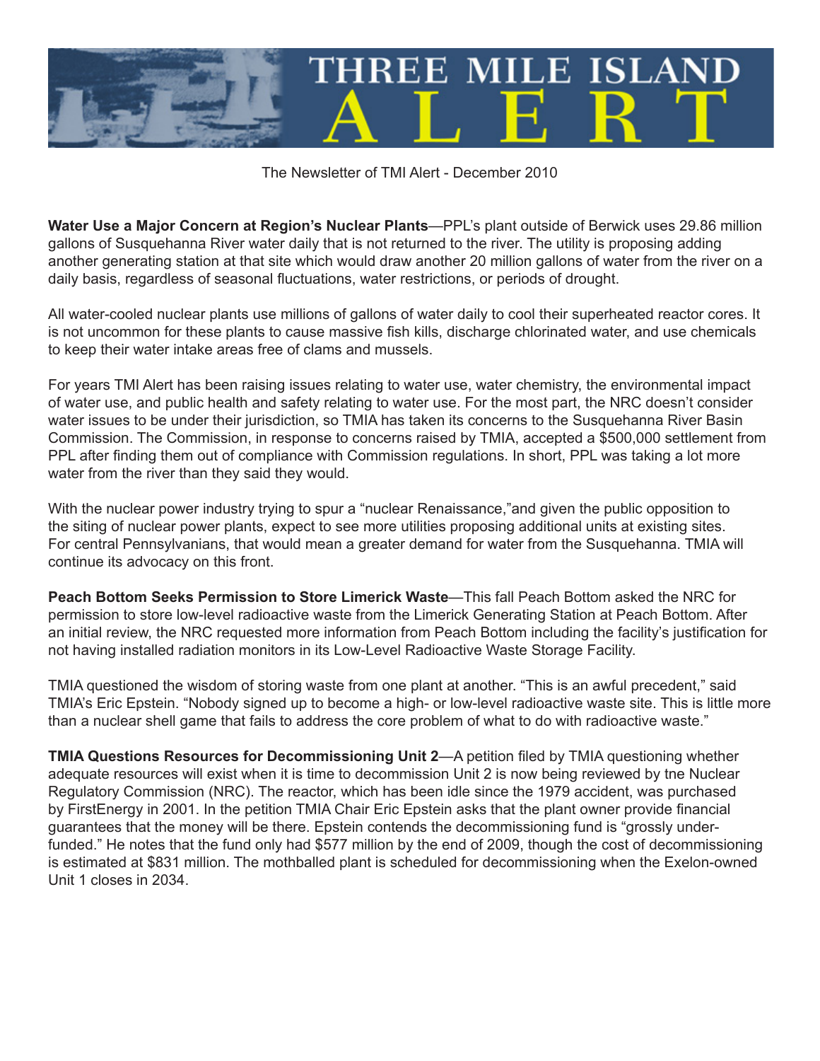# THREE MILE ISLAND ALERT

The Newsletter of TMI Alert - December 2010

**Water Use a Major Concern at Region's Nuclear Plants**—PPL's plant outside of Berwick uses 29.86 million gallons of Susquehanna River water daily that is not returned to the river. The utility is proposing adding another generating station at that site which would draw another 20 million gallons of water from the river on a daily basis, regardless of seasonal fluctuations, water restrictions, or periods of drought.

All water-cooled nuclear plants use millions of gallons of water daily to cool their superheated reactor cores. It is not uncommon for these plants to cause massive fish kills, discharge chlorinated water, and use chemicals to keep their water intake areas free of clams and mussels.

For years TMI Alert has been raising issues relating to water use, water chemistry, the environmental impact of water use, and public health and safety relating to water use. For the most part, the NRC doesn't consider water issues to be under their jurisdiction, so TMIA has taken its concerns to the Susquehanna River Basin Commission. The Commission, in response to concerns raised by TMIA, accepted a $500,000 settlement from PPL after finding them out of compliance with Commission regulations. In short, PPL was taking a lot more water from the river than they said they would.

With the nuclear power industry trying to spur a "nuclear Renaissance,"and given the public opposition to the siting of nuclear power plants, expect to see more utilities proposing additional units at existing sites. For central Pennsylvanians, that would mean a greater demand for water from the Susquehanna. TMIA will continue its advocacy on this front.

**Peach Bottom Seeks Permission to Store Limerick Waste**—This fall Peach Bottom asked the NRC for permission to store low-level radioactive waste from the Limerick Generating Station at Peach Bottom. After an initial review, the NRC requested more information from Peach Bottom including the facility's justification for not having installed radiation monitors in its Low-Level Radioactive Waste Storage Facility.

TMIA questioned the wisdom of storing waste from one plant at another. "This is an awful precedent," said TMIA's Eric Epstein. "Nobody signed up to become a high- or low-level radioactive waste site. This is little more than a nuclear shell game that fails to address the core problem of what to do with radioactive waste."

**TMIA Questions Resources for Decommissioning Unit 2**—A petition filed by TMIA questioning whether adequate resources will exist when it is time to decommission Unit 2 is now being reviewed by tne Nuclear Regulatory Commission (NRC). The reactor, which has been idle since the 1979 accident, was purchased by FirstEnergy in 2001. In the petition TMIA Chair Eric Epstein asks that the plant owner provide financial guarantees that the money will be there. Epstein contends the decommissioning fund is "grossly under-funded." He notes that the fund only had $577 million by the end of 2009, though the cost of decommissioning is estimated at $831 million. The mothballed plant is scheduled for decommissioning when the Exelon-owned Unit 1 closes in 2034.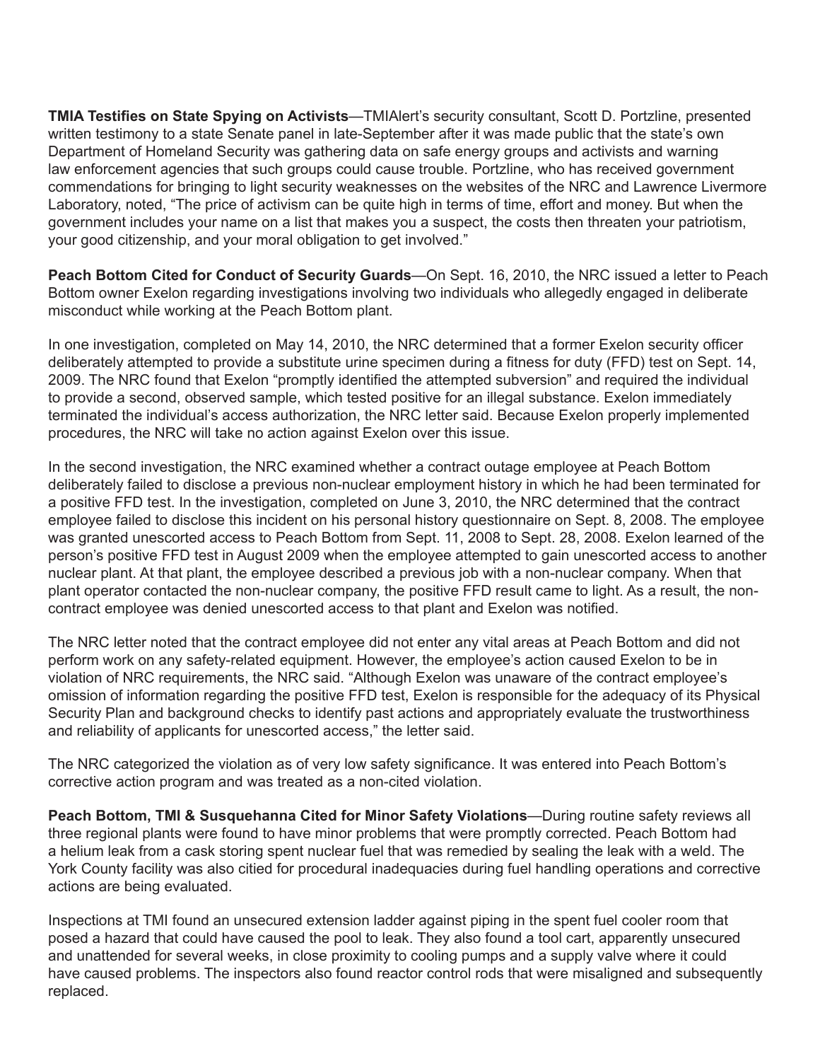**TMIA Testifies on State Spying on Activists**—TMIAlert's security consultant, Scott D. Portzline, presented written testimony to a state Senate panel in late-September after it was made public that the state's own Department of Homeland Security was gathering data on safe energy groups and activists and warning law enforcement agencies that such groups could cause trouble. Portzline, who has received government commendations for bringing to light security weaknesses on the websites of the NRC and Lawrence Livermore Laboratory, noted, "The price of activism can be quite high in terms of time, effort and money. But when the government includes your name on a list that makes you a suspect, the costs then threaten your patriotism, your good citizenship, and your moral obligation to get involved."

**Peach Bottom Cited for Conduct of Security Guards**—On Sept. 16, 2010, the NRC issued a letter to Peach Bottom owner Exelon regarding investigations involving two individuals who allegedly engaged in deliberate misconduct while working at the Peach Bottom plant.

In one investigation, completed on May 14, 2010, the NRC determined that a former Exelon security officer deliberately attempted to provide a substitute urine specimen during a fitness for duty (FFD) test on Sept. 14, 2009. The NRC found that Exelon "promptly identified the attempted subversion" and required the individual to provide a second, observed sample, which tested positive for an illegal substance. Exelon immediately terminated the individual's access authorization, the NRC letter said. Because Exelon properly implemented procedures, the NRC will take no action against Exelon over this issue.

In the second investigation, the NRC examined whether a contract outage employee at Peach Bottom deliberately failed to disclose a previous non-nuclear employment history in which he had been terminated for a positive FFD test. In the investigation, completed on June 3, 2010, the NRC determined that the contract employee failed to disclose this incident on his personal history questionnaire on Sept. 8, 2008. The employee was granted unescorted access to Peach Bottom from Sept. 11, 2008 to Sept. 28, 2008. Exelon learned of the person's positive FFD test in August 2009 when the employee attempted to gain unescorted access to another nuclear plant. At that plant, the employee described a previous job with a non-nuclear company. When that plant operator contacted the non-nuclear company, the positive FFD result came to light. As a result, the non-contract employee was denied unescorted access to that plant and Exelon was notified.

The NRC letter noted that the contract employee did not enter any vital areas at Peach Bottom and did not perform work on any safety-related equipment. However, the employee's action caused Exelon to be in violation of NRC requirements, the NRC said. "Although Exelon was unaware of the contract employee's omission of information regarding the positive FFD test, Exelon is responsible for the adequacy of its Physical Security Plan and background checks to identify past actions and appropriately evaluate the trustworthiness and reliability of applicants for unescorted access," the letter said.

The NRC categorized the violation as of very low safety significance. It was entered into Peach Bottom's corrective action program and was treated as a non-cited violation.

**Peach Bottom, TMI & Susquehanna Cited for Minor Safety Violations**—During routine safety reviews all three regional plants were found to have minor problems that were promptly corrected. Peach Bottom had a helium leak from a cask storing spent nuclear fuel that was remedied by sealing the leak with a weld. The York County facility was also citied for procedural inadequacies during fuel handling operations and corrective actions are being evaluated.

Inspections at TMI found an unsecured extension ladder against piping in the spent fuel cooler room that posed a hazard that could have caused the pool to leak. They also found a tool cart, apparently unsecured and unattended for several weeks, in close proximity to cooling pumps and a supply valve where it could have caused problems. The inspectors also found reactor control rods that were misaligned and subsequently replaced.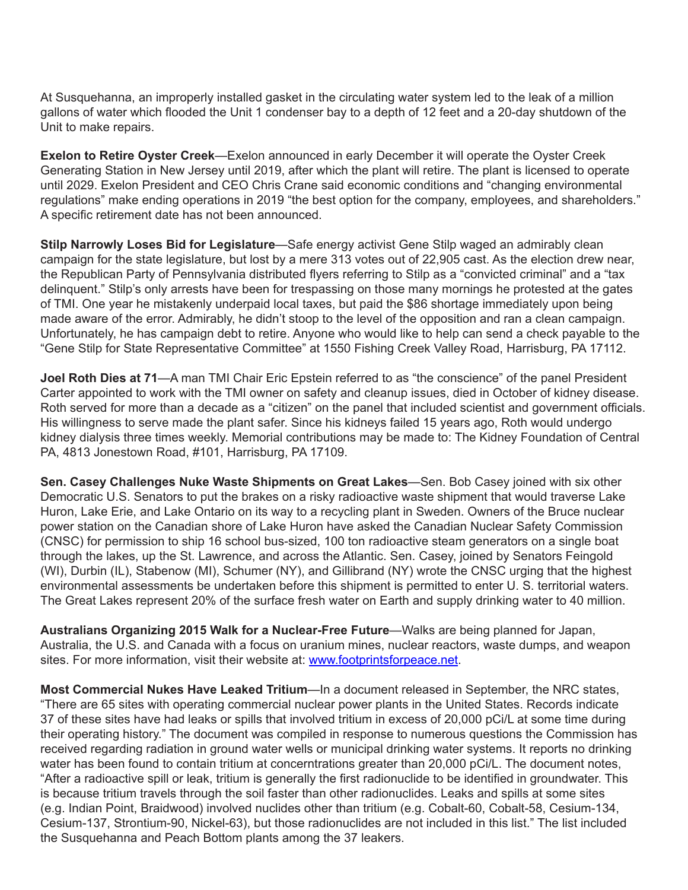At Susquehanna, an improperly installed gasket in the circulating water system led to the leak of a million gallons of water which flooded the Unit 1 condenser bay to a depth of 12 feet and a 20-day shutdown of the Unit to make repairs.

**Exelon to Retire Oyster Creek**—Exelon announced in early December it will operate the Oyster Creek Generating Station in New Jersey until 2019, after which the plant will retire. The plant is licensed to operate until 2029. Exelon President and CEO Chris Crane said economic conditions and "changing environmental regulations" make ending operations in 2019 "the best option for the company, employees, and shareholders." A specific retirement date has not been announced.

**Stilp Narrowly Loses Bid for Legislature**—Safe energy activist Gene Stilp waged an admirably clean campaign for the state legislature, but lost by a mere 313 votes out of 22,905 cast. As the election drew near, the Republican Party of Pennsylvania distributed flyers referring to Stilp as a "convicted criminal" and a "tax delinquent." Stilp's only arrests have been for trespassing on those many mornings he protested at the gates of TMI. One year he mistakenly underpaid local taxes, but paid the $86 shortage immediately upon being made aware of the error. Admirably, he didn't stoop to the level of the opposition and ran a clean campaign. Unfortunately, he has campaign debt to retire. Anyone who would like to help can send a check payable to the "Gene Stilp for State Representative Committee" at 1550 Fishing Creek Valley Road, Harrisburg, PA 17112.

**Joel Roth Dies at 71**—A man TMI Chair Eric Epstein referred to as "the conscience" of the panel President Carter appointed to work with the TMI owner on safety and cleanup issues, died in October of kidney disease. Roth served for more than a decade as a "citizen" on the panel that included scientist and government officials. His willingness to serve made the plant safer. Since his kidneys failed 15 years ago, Roth would undergo kidney dialysis three times weekly. Memorial contributions may be made to: The Kidney Foundation of Central PA, 4813 Jonestown Road, #101, Harrisburg, PA 17109.

**Sen. Casey Challenges Nuke Waste Shipments on Great Lakes**—Sen. Bob Casey joined with six other Democratic U.S. Senators to put the brakes on a risky radioactive waste shipment that would traverse Lake Huron, Lake Erie, and Lake Ontario on its way to a recycling plant in Sweden. Owners of the Bruce nuclear power station on the Canadian shore of Lake Huron have asked the Canadian Nuclear Safety Commission (CNSC) for permission to ship 16 school bus-sized, 100 ton radioactive steam generators on a single boat through the lakes, up the St. Lawrence, and across the Atlantic. Sen. Casey, joined by Senators Feingold (WI), Durbin (IL), Stabenow (MI), Schumer (NY), and Gillibrand (NY) wrote the CNSC urging that the highest environmental assessments be undertaken before this shipment is permitted to enter U. S. territorial waters. The Great Lakes represent 20% of the surface fresh water on Earth and supply drinking water to 40 million.

**Australians Organizing 2015 Walk for a Nuclear-Free Future**—Walks are being planned for Japan, Australia, the U.S. and Canada with a focus on uranium mines, nuclear reactors, waste dumps, and weapon sites. For more information, visit their website at: [www.footprintsforpeace.net](www.footprintsforpeace.net).

**Most Commercial Nukes Have Leaked Tritium**—In a document released in September, the NRC states, "There are 65 sites with operating commercial nuclear power plants in the United States. Records indicate 37 of these sites have had leaks or spills that involved tritium in excess of 20,000 pCi/L at some time during their operating history." The document was compiled in response to numerous questions the Commission has received regarding radiation in ground water wells or municipal drinking water systems. It reports no drinking water has been found to contain tritium at concerntrations greater than 20,000 pCi/L. The document notes, "After a radioactive spill or leak, tritium is generally the first radionuclide to be identified in groundwater. This is because tritium travels through the soil faster than other radionuclides. Leaks and spills at some sites (e.g. Indian Point, Braidwood) involved nuclides other than tritium (e.g. Cobalt-60, Cobalt-58, Cesium-134, Cesium-137, Strontium-90, Nickel-63), but those radionuclides are not included in this list." The list included the Susquehanna and Peach Bottom plants among the 37 leakers.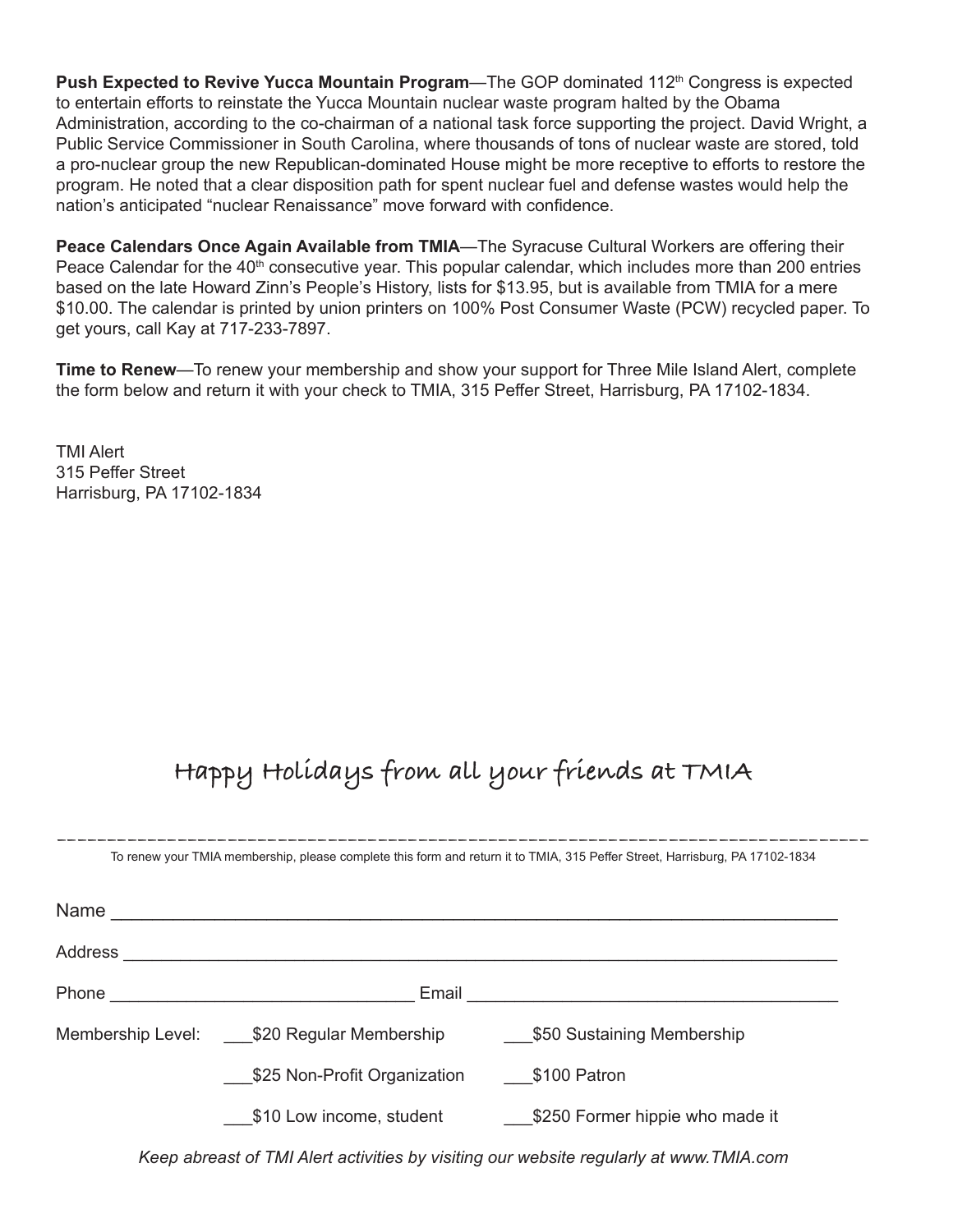**Push Expected to Revive Yucca Mountain Program**—The GOP dominated 112th Congress is expected to entertain efforts to reinstate the Yucca Mountain nuclear waste program halted by the Obama Administration, according to the co-chairman of a national task force supporting the project. David Wright, a Public Service Commissioner in South Carolina, where thousands of tons of nuclear waste are stored, told a pro-nuclear group the new Republican-dominated House might be more receptive to efforts to restore the program. He noted that a clear disposition path for spent nuclear fuel and defense wastes would help the nation's anticipated "nuclear Renaissance" move forward with confidence.

**Peace Calendars Once Again Available from TMIA**—The Syracuse Cultural Workers are offering their Peace Calendar for the 40th consecutive year. This popular calendar, which includes more than 200 entries based on the late Howard Zinn's People's History, lists for $13.95, but is available from TMIA for a mere $10.00. The calendar is printed by union printers on 100% Post Consumer Waste (PCW) recycled paper. To get yours, call Kay at 717-233-7897.

**Time to Renew**—To renew your membership and show your support for Three Mile Island Alert, complete the form below and return it with your check to TMIA, 315 Peffer Street, Harrisburg, PA 17102-1834.

TMI Alert
315 Peffer Street
Harrisburg, PA 17102-1834

Happy Holidays from all your friends at TMIA

---

To renew your TMIA membership, please complete this form and return it to TMIA, 315 Peffer Street, Harrisburg, PA 17102-1834

Name ______________________________________________________________________

Address ____________________________________________________________________

Phone ______________________________ Email ________________________________

| | | |
|---|---|---|
| Membership Level: | ___$20 Regular Membership | ___$50 Sustaining Membership |
| | ___$25 Non-Profit Organization | ___$100 Patron |
| | ___$10 Low income, student | ___$250 Former hippie who made it |

*Keep abreast of TMI Alert activities by visiting our website regularly at www.TMIA.com*